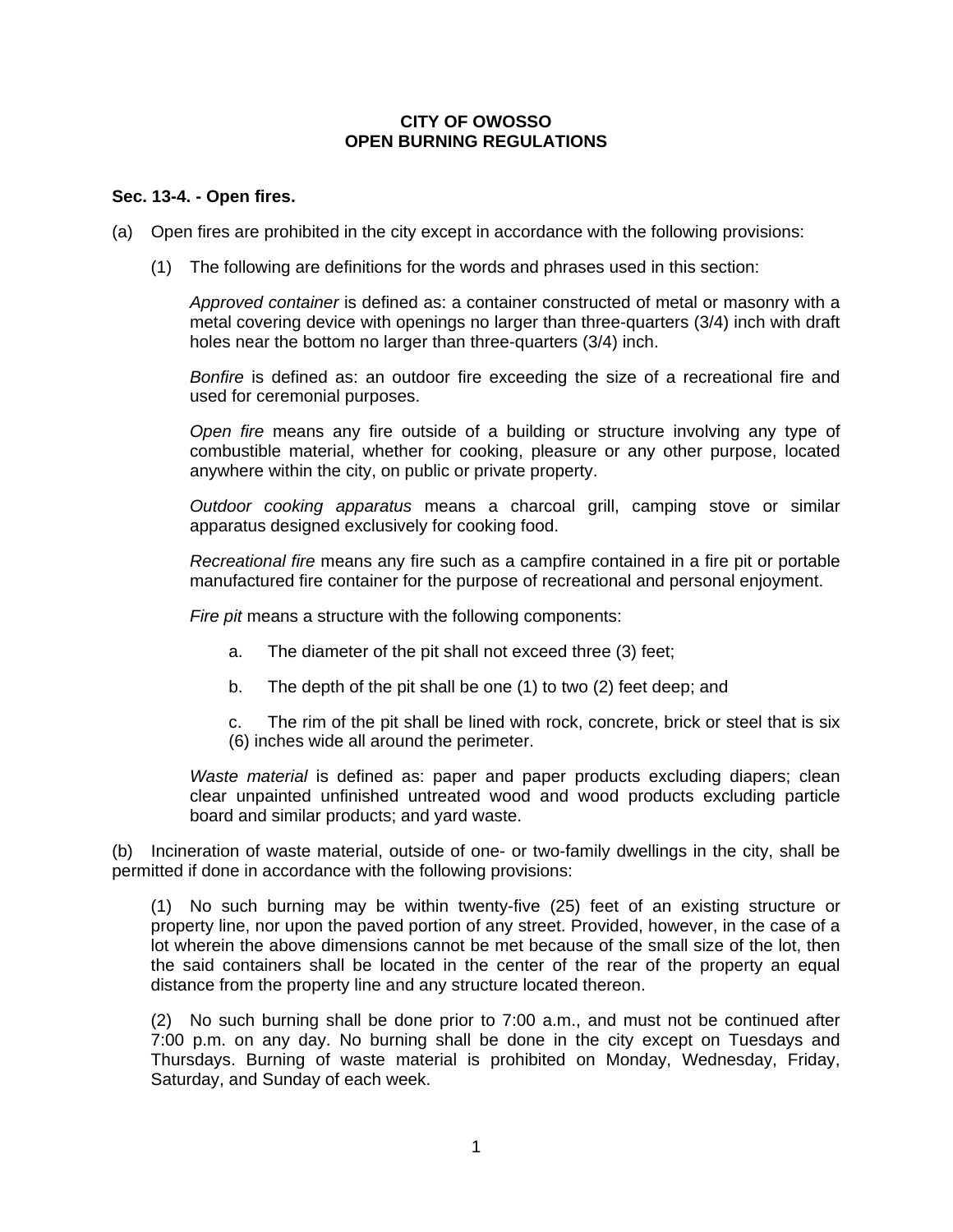# CITY OF OWOSSO
# OPEN BURNING REGULATIONS

**Sec. 13-4. - Open fires.**

(a) Open fires are prohibited in the city except in accordance with the following provisions:

(1) The following are definitions for the words and phrases used in this section:

*Approved container* is defined as: a container constructed of metal or masonry with a metal covering device with openings no larger than three-quarters (3/4) inch with draft holes near the bottom no larger than three-quarters (3/4) inch.

*Bonfire* is defined as: an outdoor fire exceeding the size of a recreational fire and used for ceremonial purposes.

*Open fire* means any fire outside of a building or structure involving any type of combustible material, whether for cooking, pleasure or any other purpose, located anywhere within the city, on public or private property.

*Outdoor cooking apparatus* means a charcoal grill, camping stove or similar apparatus designed exclusively for cooking food.

*Recreational fire* means any fire such as a campfire contained in a fire pit or portable manufactured fire container for the purpose of recreational and personal enjoyment.

*Fire pit* means a structure with the following components:

a. The diameter of the pit shall not exceed three (3) feet;

b. The depth of the pit shall be one (1) to two (2) feet deep; and

c. The rim of the pit shall be lined with rock, concrete, brick or steel that is six (6) inches wide all around the perimeter.

*Waste material* is defined as: paper and paper products excluding diapers; clean clear unpainted unfinished untreated wood and wood products excluding particle board and similar products; and yard waste.

(b) Incineration of waste material, outside of one- or two-family dwellings in the city, shall be permitted if done in accordance with the following provisions:

(1) No such burning may be within twenty-five (25) feet of an existing structure or property line, nor upon the paved portion of any street. Provided, however, in the case of a lot wherein the above dimensions cannot be met because of the small size of the lot, then the said containers shall be located in the center of the rear of the property an equal distance from the property line and any structure located thereon.

(2) No such burning shall be done prior to 7:00 a.m., and must not be continued after 7:00 p.m. on any day. No burning shall be done in the city except on Tuesdays and Thursdays. Burning of waste material is prohibited on Monday, Wednesday, Friday, Saturday, and Sunday of each week.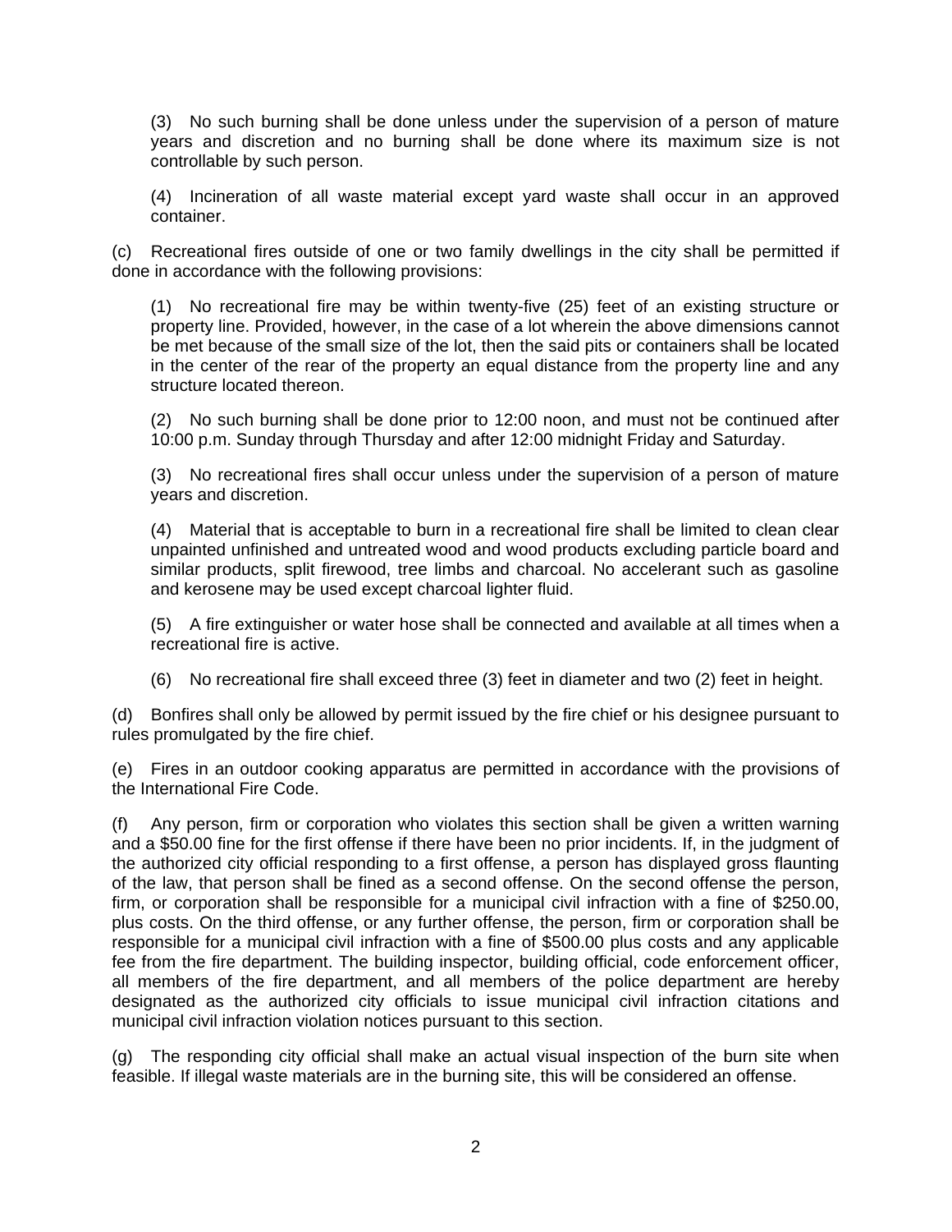(3) No such burning shall be done unless under the supervision of a person of mature years and discretion and no burning shall be done where its maximum size is not controllable by such person.

(4) Incineration of all waste material except yard waste shall occur in an approved container.

(c) Recreational fires outside of one or two family dwellings in the city shall be permitted if done in accordance with the following provisions:

(1) No recreational fire may be within twenty-five (25) feet of an existing structure or property line. Provided, however, in the case of a lot wherein the above dimensions cannot be met because of the small size of the lot, then the said pits or containers shall be located in the center of the rear of the property an equal distance from the property line and any structure located thereon.

(2) No such burning shall be done prior to 12:00 noon, and must not be continued after 10:00 p.m. Sunday through Thursday and after 12:00 midnight Friday and Saturday.

(3) No recreational fires shall occur unless under the supervision of a person of mature years and discretion.

(4) Material that is acceptable to burn in a recreational fire shall be limited to clean clear unpainted unfinished and untreated wood and wood products excluding particle board and similar products, split firewood, tree limbs and charcoal. No accelerant such as gasoline and kerosene may be used except charcoal lighter fluid.

(5) A fire extinguisher or water hose shall be connected and available at all times when a recreational fire is active.

(6) No recreational fire shall exceed three (3) feet in diameter and two (2) feet in height.

(d) Bonfires shall only be allowed by permit issued by the fire chief or his designee pursuant to rules promulgated by the fire chief.

(e) Fires in an outdoor cooking apparatus are permitted in accordance with the provisions of the International Fire Code.

(f) Any person, firm or corporation who violates this section shall be given a written warning and a $50.00 fine for the first offense if there have been no prior incidents. If, in the judgment of the authorized city official responding to a first offense, a person has displayed gross flaunting of the law, that person shall be fined as a second offense. On the second offense the person, firm, or corporation shall be responsible for a municipal civil infraction with a fine of $250.00, plus costs. On the third offense, or any further offense, the person, firm or corporation shall be responsible for a municipal civil infraction with a fine of $500.00 plus costs and any applicable fee from the fire department. The building inspector, building official, code enforcement officer, all members of the fire department, and all members of the police department are hereby designated as the authorized city officials to issue municipal civil infraction citations and municipal civil infraction violation notices pursuant to this section.

(g) The responding city official shall make an actual visual inspection of the burn site when feasible. If illegal waste materials are in the burning site, this will be considered an offense.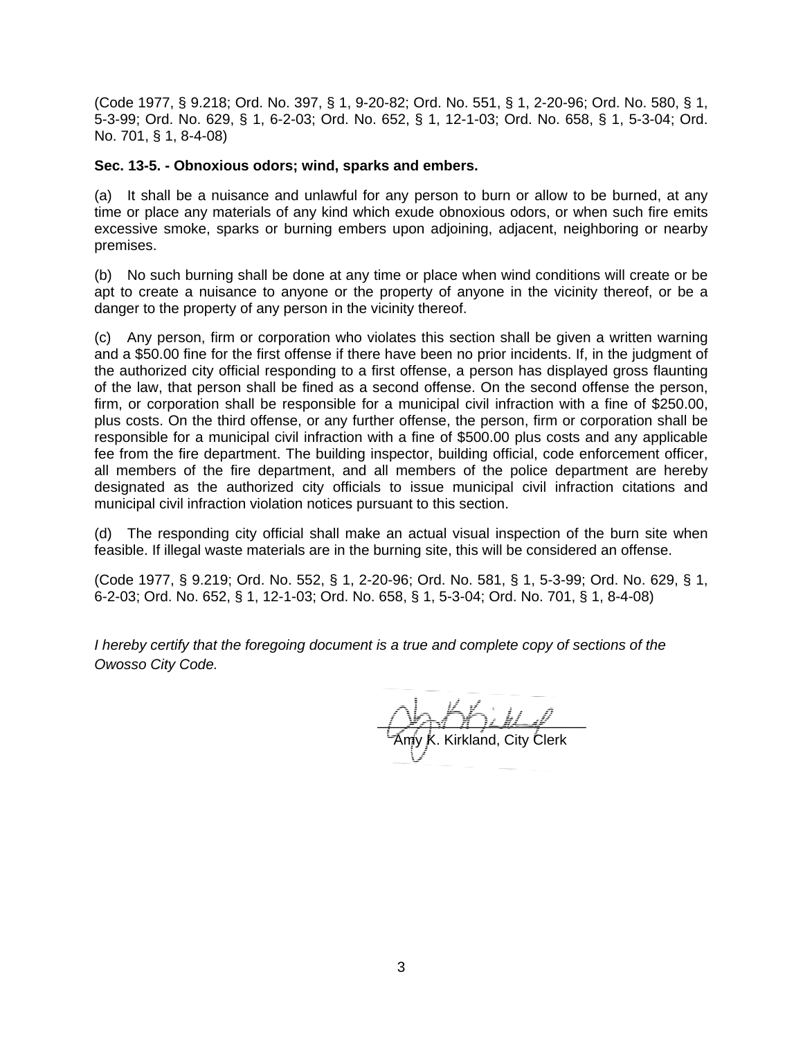(Code 1977, § 9.218; Ord. No. 397, § 1, 9-20-82; Ord. No. 551, § 1, 2-20-96; Ord. No. 580, § 1, 5-3-99; Ord. No. 629, § 1, 6-2-03; Ord. No. 652, § 1, 12-1-03; Ord. No. 658, § 1, 5-3-04; Ord. No. 701, § 1, 8-4-08)

**Sec. 13-5. - Obnoxious odors; wind, sparks and embers.**

(a) It shall be a nuisance and unlawful for any person to burn or allow to be burned, at any time or place any materials of any kind which exude obnoxious odors, or when such fire emits excessive smoke, sparks or burning embers upon adjoining, adjacent, neighboring or nearby premises.

(b) No such burning shall be done at any time or place when wind conditions will create or be apt to create a nuisance to anyone or the property of anyone in the vicinity thereof, or be a danger to the property of any person in the vicinity thereof.

(c) Any person, firm or corporation who violates this section shall be given a written warning and a $50.00 fine for the first offense if there have been no prior incidents. If, in the judgment of the authorized city official responding to a first offense, a person has displayed gross flaunting of the law, that person shall be fined as a second offense. On the second offense the person, firm, or corporation shall be responsible for a municipal civil infraction with a fine of $250.00, plus costs. On the third offense, or any further offense, the person, firm or corporation shall be responsible for a municipal civil infraction with a fine of $500.00 plus costs and any applicable fee from the fire department. The building inspector, building official, code enforcement officer, all members of the fire department, and all members of the police department are hereby designated as the authorized city officials to issue municipal civil infraction citations and municipal civil infraction violation notices pursuant to this section.

(d) The responding city official shall make an actual visual inspection of the burn site when feasible. If illegal waste materials are in the burning site, this will be considered an offense.

(Code 1977, § 9.219; Ord. No. 552, § 1, 2-20-96; Ord. No. 581, § 1, 5-3-99; Ord. No. 629, § 1, 6-2-03; Ord. No. 652, § 1, 12-1-03; Ord. No. 658, § 1, 5-3-04; Ord. No. 701, § 1, 8-4-08)

*I hereby certify that the foregoing document is a true and complete copy of sections of the Owosso City Code.*

Amy K. Kirkland, City Clerk